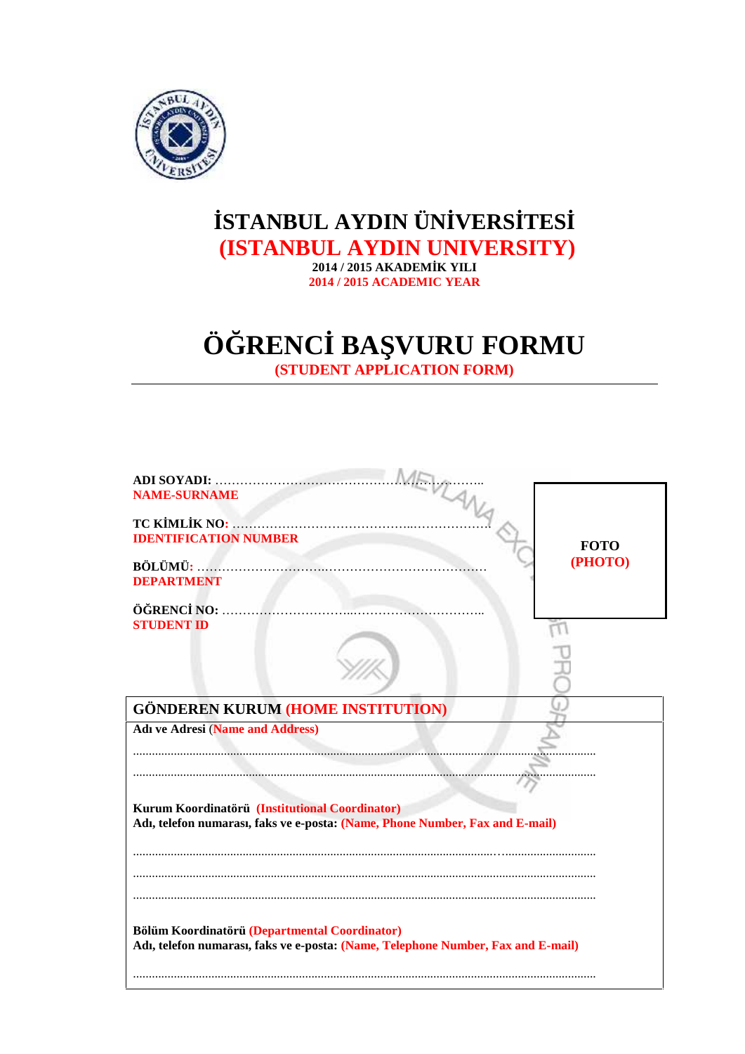# İSTANBUL AYDIN ÜNİVERSİTESİ
## (ISTANBUL AYDIN UNIVERSITY)

**2014 / 2015 AKADEMİK YILI**
**2014 / 2015 ACADEMIC YEAR**

# ÖĞRENCİ BAŞVURU FORMU
## (STUDENT APPLICATION FORM)

---

**ADI SOYADI:** ……………………………………………………………..
**NAME-SURNAME**

**TC KİMLİK NO:** ……………………………………..………………
**IDENTIFICATION NUMBER**

**BÖLÜMÜ:** ……………………………..………………………………
**DEPARTMENT**

**ÖĞRENCİ NO:** ………………………...…………………………..
**STUDENT ID**

**FOTO**
**(PHOTO)**

## GÖNDEREN KURUM (HOME INSTITUTION)

**Adı ve Adresi (Name and Address)**

……………………………………………………………………………………………………………………………

……………………………………………………………………………………………………………………………

**Kurum Koordinatörü (Institutional Coordinator)**
**Adı, telefon numarası, faks ve e-posta: (Name, Phone Number, Fax and E-mail)**

……………………………………………………………………………………………………………………………

……………………………………………………………………………………………………………………………

……………………………………………………………………………………………………………………………

**Bölüm Koordinatörü (Departmental Coordinator)**
**Adı, telefon numarası, faks ve e-posta: (Name, Telephone Number, Fax and E-mail)**

……………………………………………………………………………………………………………………………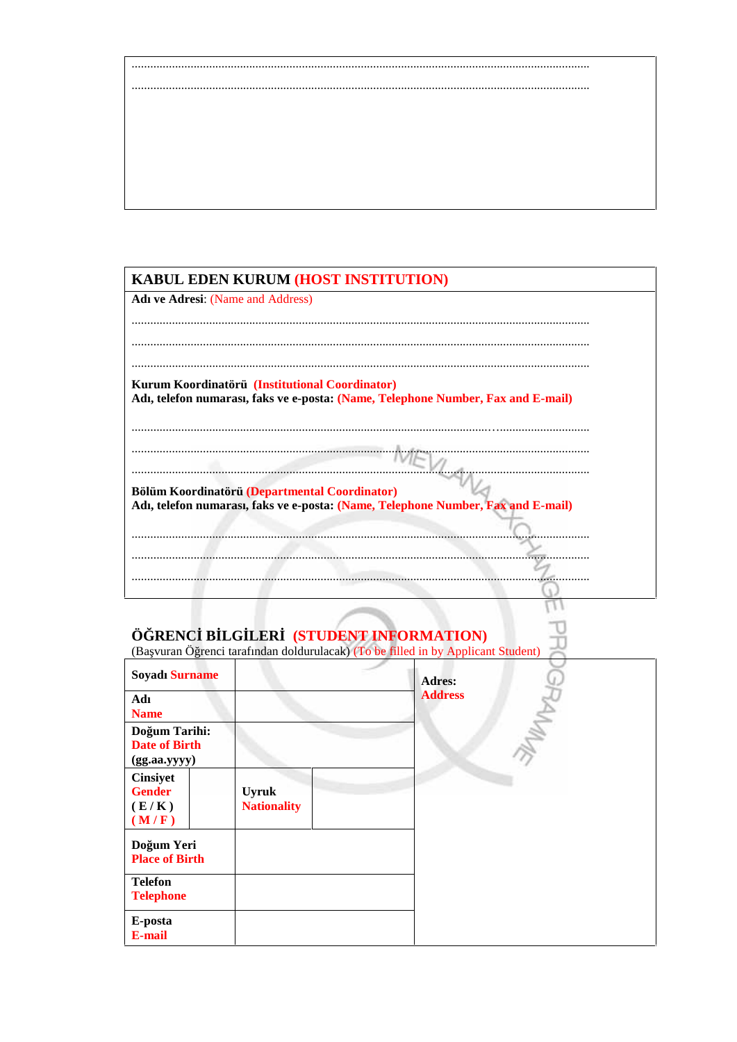..........................................................................................................................................

..........................................................................................................................................

## KABUL EDEN KURUM (HOST INSTITUTION)

**Adı ve Adresi**: (Name and Address)

..........................................................................................................................................

..........................................................................................................................................

..........................................................................................................................................

**Kurum Koordinatörü (Institutional Coordinator)**
**Adı, telefon numarası, faks ve e-posta: (Name, Telephone Number, Fax and E-mail)**

..........................................................................................................................................

..........................................................................................................................................

..........................................................................................................................................

**Bölüm Koordinatörü (Departmental Coordinator)**
**Adı, telefon numarası, faks ve e-posta: (Name, Telephone Number, Fax and E-mail)**

..........................................................................................................................................

..........................................................................................................................................

..........................................................................................................................................

## ÖĞRENCİ BİLGİLERİ (STUDENT INFORMATION)

(Başvuran Öğrenci tarafından doldurulacak) (To be filled in by Applicant Student)

| **Soyadı Surname** | | | | **Adres: Address** |
|---|---|---|---|---|
| **Adı Name** | | | | |
| **Doğum Tarihi: Date of Birth (gg.aa.yyyy)** | | | | |
| **Cinsiyet Gender ( E / K ) ( M / F )** | | **Uyruk Nationality** | | |
| **Doğum Yeri Place of Birth** | | | | |
| **Telefon Telephone** | | | | |
| **E-posta E-mail** | | | | |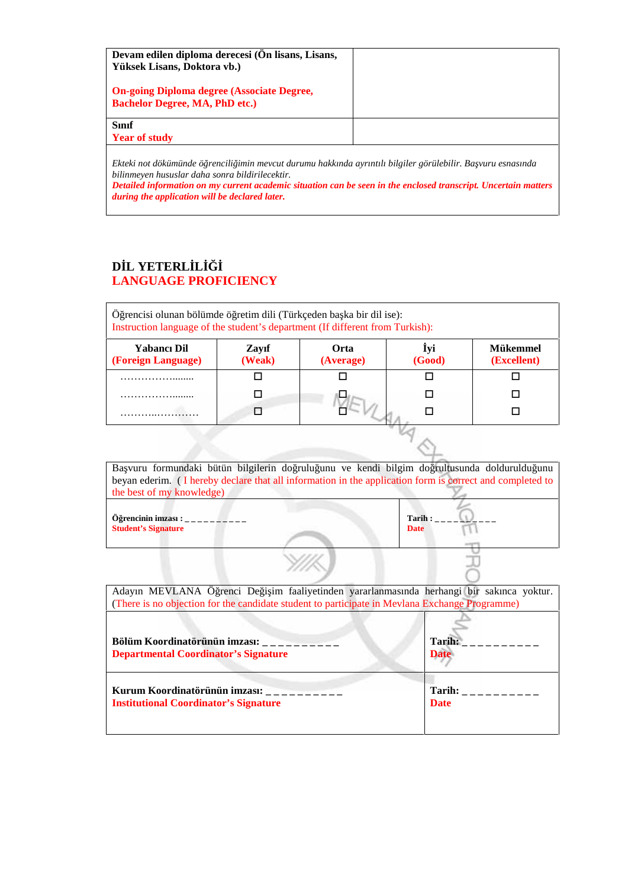| | |
|---|---|
| **Devam edilen diploma derecesi (Ön lisans, Lisans, Yüksek Lisans, Doktora vb.)**<br><br>**On-going Diploma degree (Associate Degree, Bachelor Degree, MA, PhD etc.)** | |
| **Sınıf**<br>**Year of study** | |

*Ekteki not dökümünde öğrenciliğimin mevcut durumu hakkında ayrıntılı bilgiler görülebilir. Başvuru esnasında bilinmeyen hususlar daha sonra bildirilecektir.*
***Detailed information on my current academic situation can be seen in the enclosed transcript. Uncertain matters during the application will be declared later.***

## DİL YETERLİLİĞİ
## LANGUAGE PROFICIENCY

Öğrencisi olunan bölümde öğretim dili (Türkçeden başka bir dil ise):
Instruction language of the student's department (If different from Turkish):

| **Yabancı Dil (Foreign Language)** | **Zayıf (Weak)** | **Orta (Average)** | **İyi (Good)** | **Mükemmel (Excellent)** |
|---|---|---|---|---|
| ………………....... | ☐ | ☐ | ☐ | ☐ |
| ………………....... | ☐ | ☐ | ☐ | ☐ |
| ………..………… | ☐ | ☐ | ☐ | ☐ |

Başvuru formundaki bütün bilgilerin doğruluğunu ve kendi bilgim doğrultusunda doldurulduğunu beyan ederim. ( I hereby declare that all information in the application form is correct and completed to the best of my knowledge)

| | |
|---|---|
| **Öğrencinin imzası :** _ _ _ _ _ _ _ _ _ _<br>**Student's Signature** | **Tarih :** _ _ _ _ _ _ _ _ _ _<br>**Date** |

Adayın MEVLANA Öğrenci Değişim faaliyetinden yararlanmasında herhangi bir sakınca yoktur. (There is no objection for the candidate student to participate in Mevlana Exchange Programme)

| | |
|---|---|
| **Bölüm Koordinatörünün imzası:** _ _ _ _ _ _ _ _ _ _<br>**Departmental Coordinator's Signature** | **Tarih:** _ _ _ _ _ _ _ _ _ _<br>**Date** |
| **Kurum Koordinatörünün imzası:** _ _ _ _ _ _ _ _ _ _<br>**Institutional Coordinator's Signature** | **Tarih:** _ _ _ _ _ _ _ _ _ _<br>**Date** |